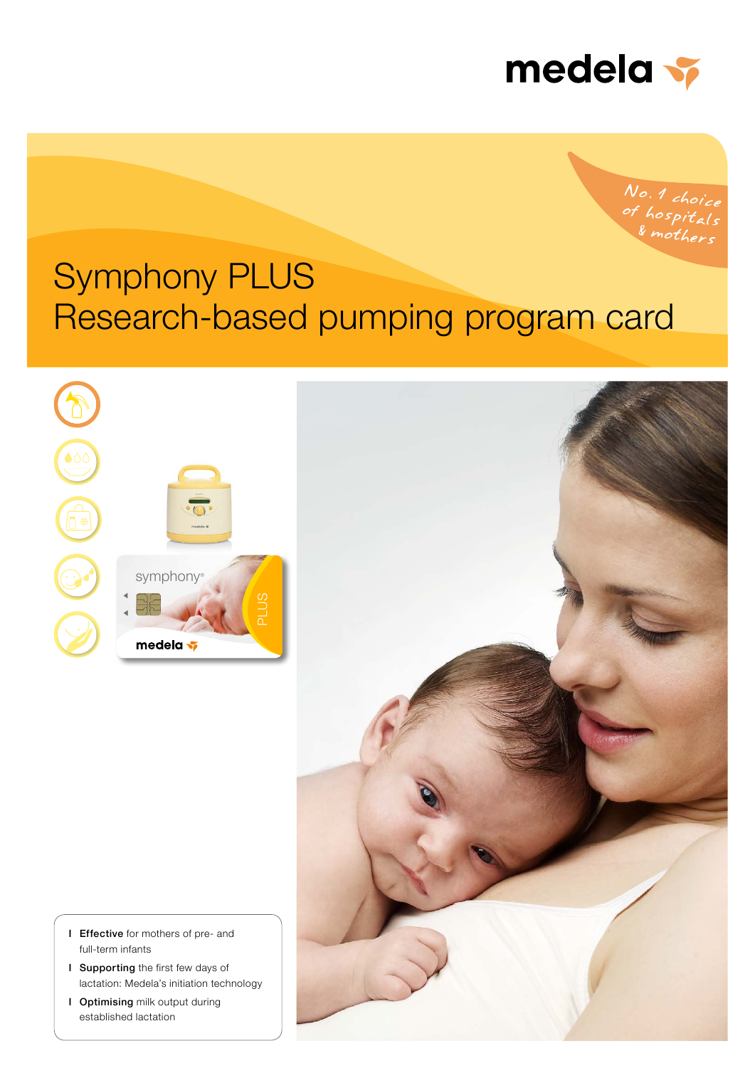medela

No. 1 choice of hospitals & mothers

# Symphony PLUS
# Research-based pumping program card

- **Effective** for mothers of pre- and full-term infants
- **Supporting** the first few days of lactation: Medela's initiation technology
- **Optimising** milk output during established lactation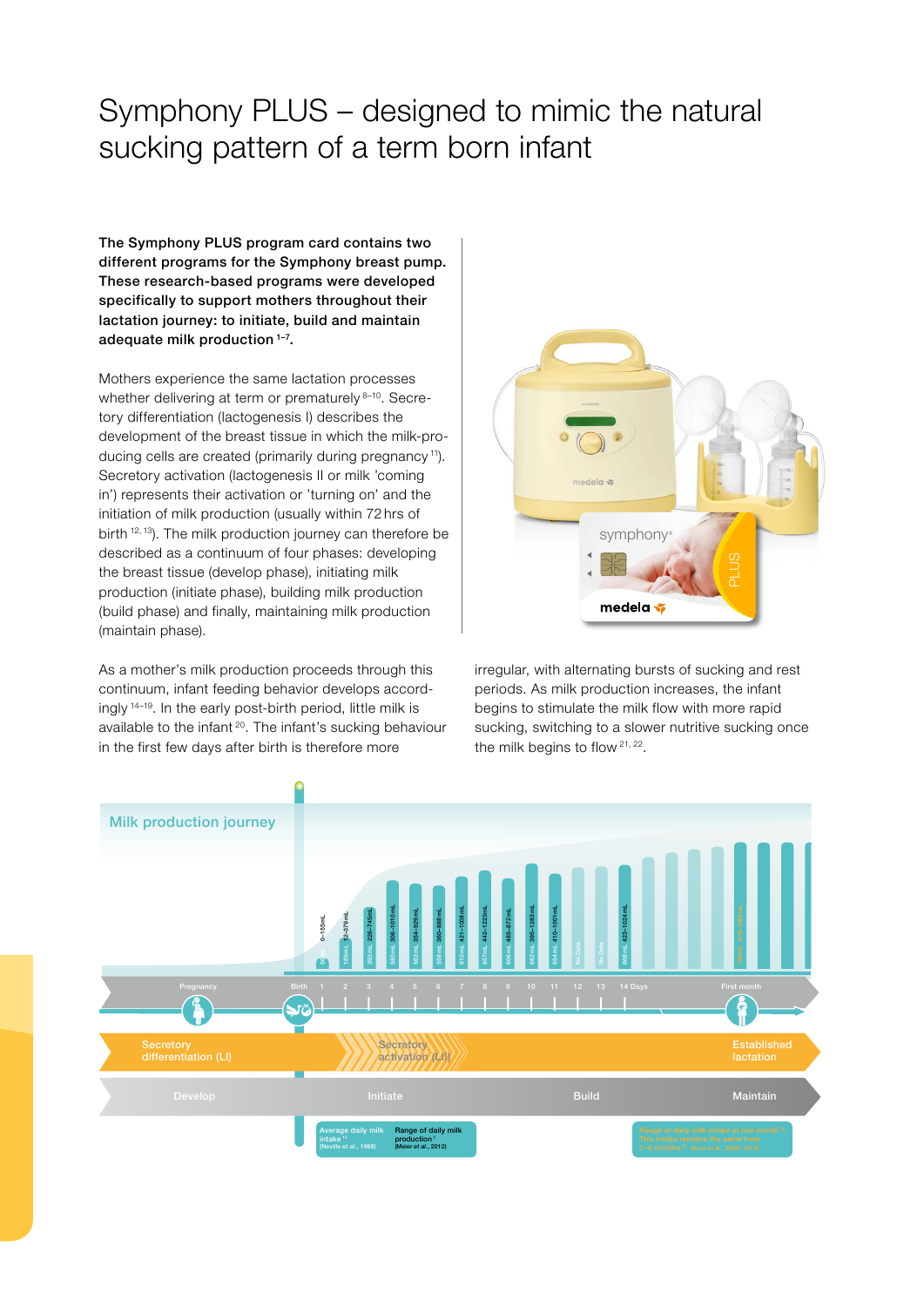# Symphony PLUS – designed to mimic the natural sucking pattern of a term born infant

**The Symphony PLUS program card contains two different programs for the Symphony breast pump. These research-based programs were developed specifically to support mothers throughout their lactation journey: to initiate, build and maintain adequate milk production [1–7].**

Mothers experience the same lactation processes whether delivering at term or prematurely [8–10]. Secretory differentiation (lactogenesis I) describes the development of the breast tissue in which the milk-producing cells are created (primarily during pregnancy [11]). Secretory activation (lactogenesis II or milk 'coming in') represents their activation or 'turning on' and the initiation of milk production (usually within 72 hrs of birth [12, 13]). The milk production journey can therefore be described as a continuum of four phases: developing the breast tissue (develop phase), initiating milk production (initiate phase), building milk production (build phase) and finally, maintaining milk production (maintain phase).

As a mother's milk production proceeds through this continuum, infant feeding behavior develops accordingly [14–19]. In the early post-birth period, little milk is available to the infant [20]. The infant's sucking behaviour in the first few days after birth is therefore more irregular, with alternating bursts of sucking and rest periods. As milk production increases, the infant begins to stimulate the milk flow with more rapid sucking, switching to a slower nutritive sucking once the milk begins to flow [21, 22].

## Milk production journey

| Day | Average daily milk intake | Range of daily milk production |
|---|---|---|
| 1 | 56 mL | 0–155 mL |
| 2 | 185 mL | 92–279 mL |
| 3 | 393 mL | 226–745 mL |
| 4 | 580 mL | 306–1010 mL |
| 5 | 563 mL | 354–929 mL |
| 6 | 558 mL | 360–888 mL |
| 7 | 610 mL | 421–1008 mL |
| 8 | 657 mL | 442–1223 mL |
| 9 | 606 mL | 485–872 mL |
| 10 | 682 mL | 395–1283 mL |
| 11 | 654 mL | 410–1001 mL |
| 12 | No Data | |
| 13 | No Data | |
| 14 Days | 668 mL | 423–1024 mL |

Timeline: Pregnancy – Birth – 1 – 2 – 3 – 4 – 5 – 6 – 7 – 8 – 9 – 10 – 11 – 12 – 13 – 14 Days – First month

Secretory differentiation (LI) – Secretory activation (LII) – Established lactation

Develop – Initiate – Build – Maintain

Average daily milk intake [14] (Neville *et al.*, 1988)

Range of daily milk production [1] (Meier *et al.*, 2012)

Range of daily milk intake at one month [15]. This intake remains the same from 1–6 months [15]. (Kent *et al.*, 2006/2013)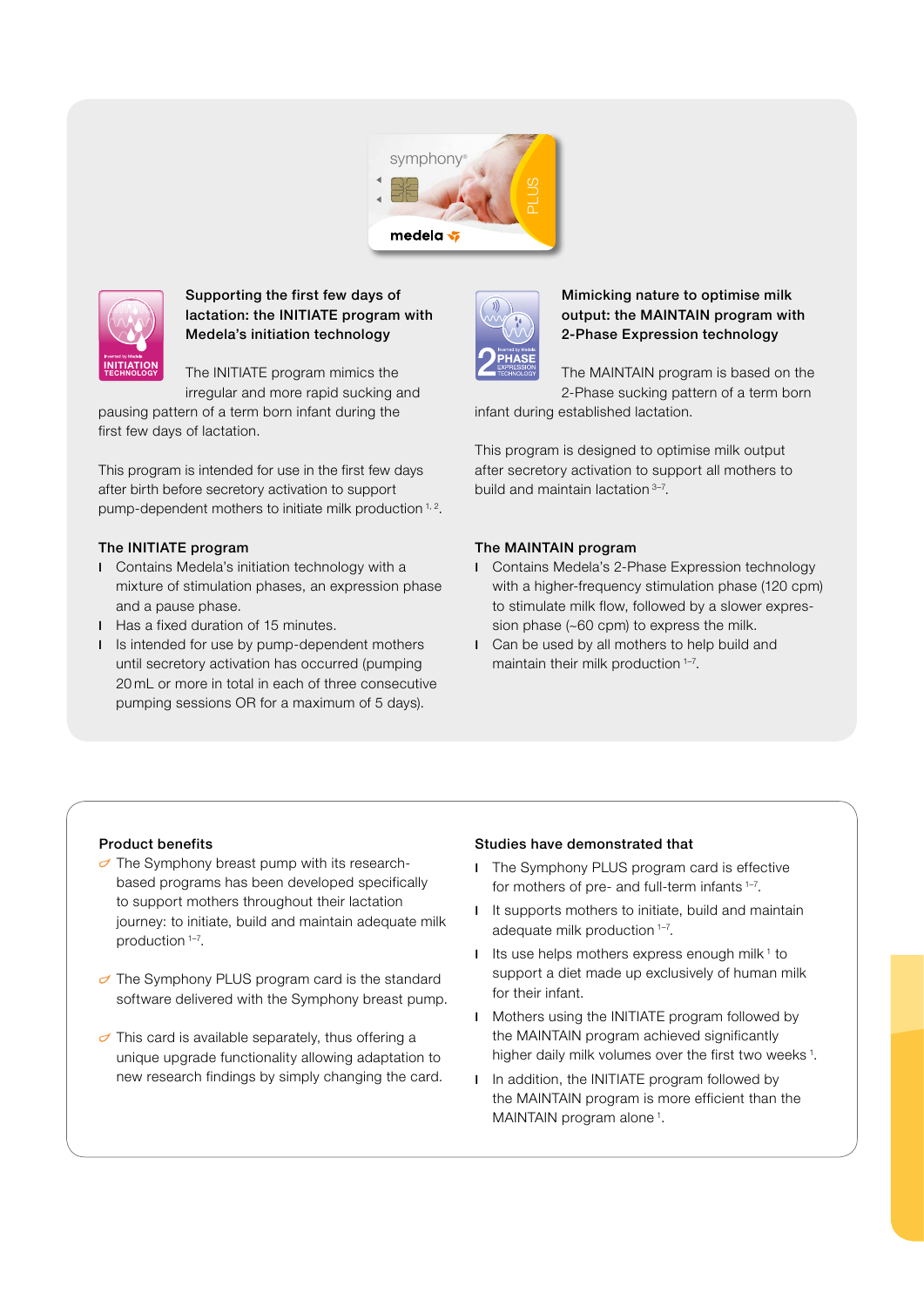### Supporting the first few days of lactation: the INITIATE program with Medela's initiation technology

The INITIATE program mimics the irregular and more rapid sucking and pausing pattern of a term born infant during the first few days of lactation.

This program is intended for use in the first few days after birth before secretory activation to support pump-dependent mothers to initiate milk production [1, 2].

#### The INITIATE program

- Contains Medela's initiation technology with a mixture of stimulation phases, an expression phase and a pause phase.
- Has a fixed duration of 15 minutes.
- Is intended for use by pump-dependent mothers until secretory activation has occurred (pumping 20 mL or more in total in each of three consecutive pumping sessions OR for a maximum of 5 days).

### Mimicking nature to optimise milk output: the MAINTAIN program with 2-Phase Expression technology

The MAINTAIN program is based on the 2-Phase sucking pattern of a term born infant during established lactation.

This program is designed to optimise milk output after secretory activation to support all mothers to build and maintain lactation [3–7].

#### The MAINTAIN program

- Contains Medela's 2-Phase Expression technology with a higher-frequency stimulation phase (120 cpm) to stimulate milk flow, followed by a slower expression phase (~60 cpm) to express the milk.
- Can be used by all mothers to help build and maintain their milk production [1–7].

#### Product benefits

- The Symphony breast pump with its research-based programs has been developed specifically to support mothers throughout their lactation journey: to initiate, build and maintain adequate milk production [1–7].
- The Symphony PLUS program card is the standard software delivered with the Symphony breast pump.
- This card is available separately, thus offering a unique upgrade functionality allowing adaptation to new research findings by simply changing the card.

#### Studies have demonstrated that

- The Symphony PLUS program card is effective for mothers of pre- and full-term infants [1–7].
- It supports mothers to initiate, build and maintain adequate milk production [1–7].
- Its use helps mothers express enough milk [1] to support a diet made up exclusively of human milk for their infant.
- Mothers using the INITIATE program followed by the MAINTAIN program achieved significantly higher daily milk volumes over the first two weeks [1].
- In addition, the INITIATE program followed by the MAINTAIN program is more efficient than the MAINTAIN program alone [1].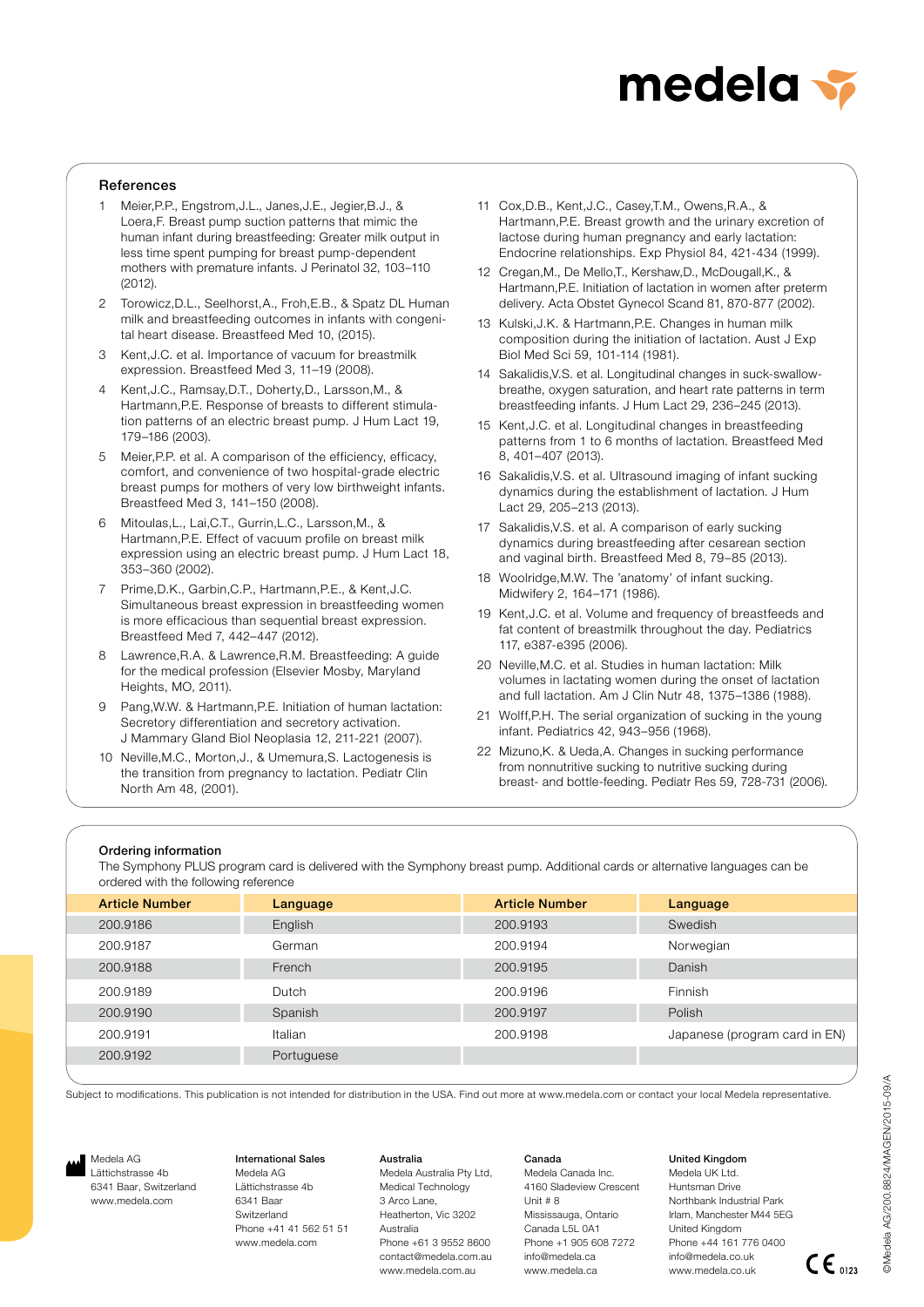medela

## References

1. Meier,P.P., Engstrom,J.L., Janes,J.E., Jegier,B.J., & Loera,F. Breast pump suction patterns that mimic the human infant during breastfeeding: Greater milk output in less time spent pumping for breast pump-dependent mothers with premature infants. J Perinatol 32, 103–110 (2012).
2. Torowicz,D.L., Seelhorst,A., Froh,E.B., & Spatz DL Human milk and breastfeeding outcomes in infants with congenital heart disease. Breastfeed Med 10, (2015).
3. Kent,J.C. et al. Importance of vacuum for breastmilk expression. Breastfeed Med 3, 11–19 (2008).
4. Kent,J.C., Ramsay,D.T., Doherty,D., Larsson,M., & Hartmann,P.E. Response of breasts to different stimulation patterns of an electric breast pump. J Hum Lact 19, 179–186 (2003).
5. Meier,P.P. et al. A comparison of the efficiency, efficacy, comfort, and convenience of two hospital-grade electric breast pumps for mothers of very low birthweight infants. Breastfeed Med 3, 141–150 (2008).
6. Mitoulas,L., Lai,C.T., Gurrin,L.C., Larsson,M., & Hartmann,P.E. Effect of vacuum profile on breast milk expression using an electric breast pump. J Hum Lact 18, 353–360 (2002).
7. Prime,D.K., Garbin,C.P., Hartmann,P.E., & Kent,J.C. Simultaneous breast expression in breastfeeding women is more efficacious than sequential breast expression. Breastfeed Med 7, 442–447 (2012).
8. Lawrence,R.A. & Lawrence,R.M. Breastfeeding: A guide for the medical profession (Elsevier Mosby, Maryland Heights, MO, 2011).
9. Pang,W.W. & Hartmann,P.E. Initiation of human lactation: Secretory differentiation and secretory activation. J Mammary Gland Biol Neoplasia 12, 211-221 (2007).
10. Neville,M.C., Morton,J., & Umemura,S. Lactogenesis is the transition from pregnancy to lactation. Pediatr Clin North Am 48, (2001).
11. Cox,D.B., Kent,J.C., Casey,T.M., Owens,R.A., & Hartmann,P.E. Breast growth and the urinary excretion of lactose during human pregnancy and early lactation: Endocrine relationships. Exp Physiol 84, 421-434 (1999).
12. Cregan,M., De Mello,T., Kershaw,D., McDougall,K., & Hartmann,P.E. Initiation of lactation in women after preterm delivery. Acta Obstet Gynecol Scand 81, 870-877 (2002).
13. Kulski,J.K. & Hartmann,P.E. Changes in human milk composition during the initiation of lactation. Aust J Exp Biol Med Sci 59, 101-114 (1981).
14. Sakalidis,V.S. et al. Longitudinal changes in suck-swallow-breathe, oxygen saturation, and heart rate patterns in term breastfeeding infants. J Hum Lact 29, 236–245 (2013).
15. Kent,J.C. et al. Longitudinal changes in breastfeeding patterns from 1 to 6 months of lactation. Breastfeed Med 8, 401–407 (2013).
16. Sakalidis,V.S. et al. Ultrasound imaging of infant sucking dynamics during the establishment of lactation. J Hum Lact 29, 205–213 (2013).
17. Sakalidis,V.S. et al. A comparison of early sucking dynamics during breastfeeding after cesarean section and vaginal birth. Breastfeed Med 8, 79–85 (2013).
18. Woolridge,M.W. The 'anatomy' of infant sucking. Midwifery 2, 164–171 (1986).
19. Kent,J.C. et al. Volume and frequency of breastfeeds and fat content of breastmilk throughout the day. Pediatrics 117, e387-e395 (2006).
20. Neville,M.C. et al. Studies in human lactation: Milk volumes in lactating women during the onset of lactation and full lactation. Am J Clin Nutr 48, 1375–1386 (1988).
21. Wolff,P.H. The serial organization of sucking in the young infant. Pediatrics 42, 943–956 (1968).
22. Mizuno,K. & Ueda,A. Changes in sucking performance from nonnutritive sucking to nutritive sucking during breast- and bottle-feeding. Pediatr Res 59, 728-731 (2006).

## Ordering information

The Symphony PLUS program card is delivered with the Symphony breast pump. Additional cards or alternative languages can be ordered with the following reference

| Article Number | Language | Article Number | Language |
|---|---|---|---|
| 200.9186 | English | 200.9193 | Swedish |
| 200.9187 | German | 200.9194 | Norwegian |
| 200.9188 | French | 200.9195 | Danish |
| 200.9189 | Dutch | 200.9196 | Finnish |
| 200.9190 | Spanish | 200.9197 | Polish |
| 200.9191 | Italian | 200.9198 | Japanese (program card in EN) |
| 200.9192 | Portuguese | | |

Subject to modifications. This publication is not intended for distribution in the USA. Find out more at www.medela.com or contact your local Medela representative.

Medela AG
Lättichstrasse 4b
6341 Baar, Switzerland
www.medela.com

**International Sales**
Medela AG
Lättichstrasse 4b
6341 Baar
Switzerland
Phone +41 41 562 51 51
www.medela.com

**Australia**
Medela Australia Pty Ltd,
Medical Technology
3 Arco Lane,
Heatherton, Vic 3202
Australia
Phone +61 3 9552 8600
contact@medela.com.au
www.medela.com.au

**Canada**
Medela Canada Inc.
4160 Sladeview Crescent
Unit # 8
Mississauga, Ontario
Canada L5L 0A1
Phone +1 905 608 7272
info@medela.ca
www.medela.ca

**United Kingdom**
Medela UK Ltd.
Huntsman Drive
Northbank Industrial Park
Irlam, Manchester M44 5EG
United Kingdom
Phone +44 161 776 0400
info@medela.co.uk
www.medela.co.uk

CE 0123

©Medela AG/200.8824/MAGEN/2015-09/A